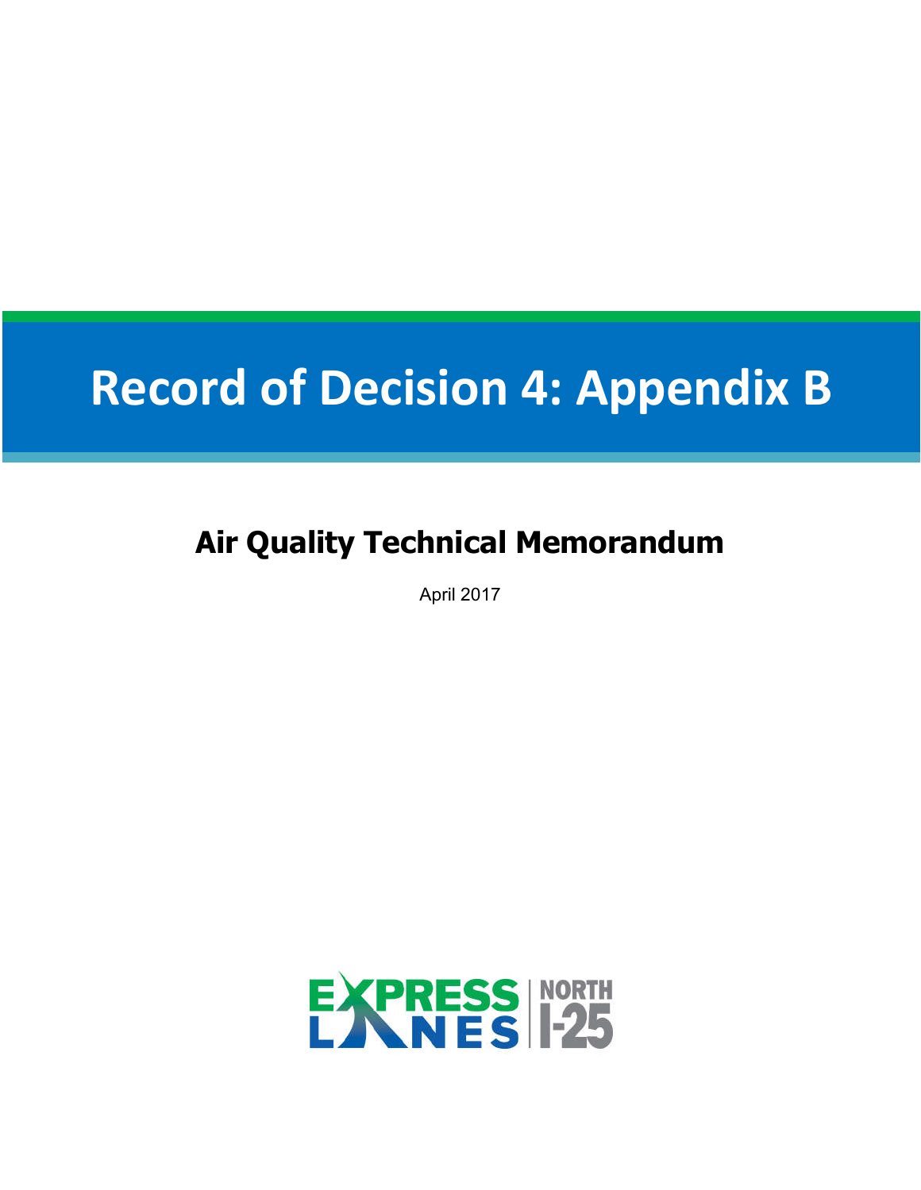# Record of Decision 4: Appendix B

## Air Quality Technical Memorandum

April 2017

EXPRESS LANES | NORTH I-25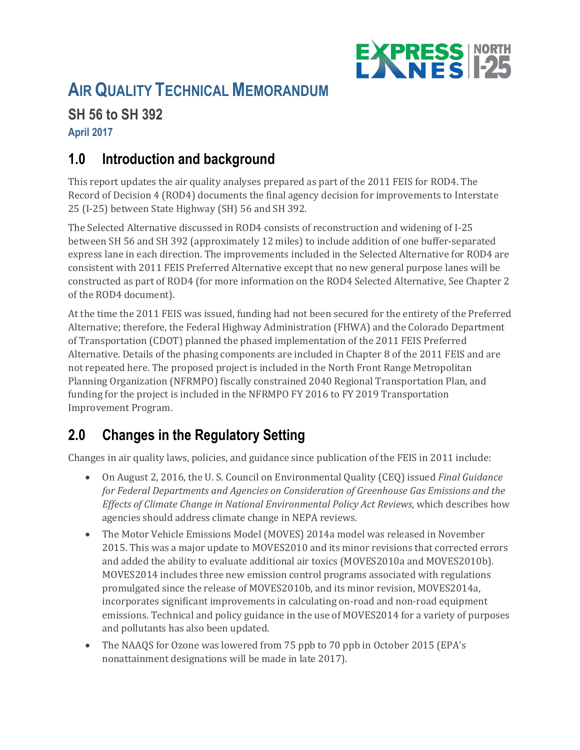# Air Quality Technical Memorandum

## SH 56 to SH 392

**April 2017**

## 1.0 Introduction and background

This report updates the air quality analyses prepared as part of the 2011 FEIS for ROD4. The Record of Decision 4 (ROD4) documents the final agency decision for improvements to Interstate 25 (I-25) between State Highway (SH) 56 and SH 392.

The Selected Alternative discussed in ROD4 consists of reconstruction and widening of I-25 between SH 56 and SH 392 (approximately 12 miles) to include addition of one buffer-separated express lane in each direction. The improvements included in the Selected Alternative for ROD4 are consistent with 2011 FEIS Preferred Alternative except that no new general purpose lanes will be constructed as part of ROD4 (for more information on the ROD4 Selected Alternative, See Chapter 2 of the ROD4 document).

At the time the 2011 FEIS was issued, funding had not been secured for the entirety of the Preferred Alternative; therefore, the Federal Highway Administration (FHWA) and the Colorado Department of Transportation (CDOT) planned the phased implementation of the 2011 FEIS Preferred Alternative. Details of the phasing components are included in Chapter 8 of the 2011 FEIS and are not repeated here. The proposed project is included in the North Front Range Metropolitan Planning Organization (NFRMPO) fiscally constrained 2040 Regional Transportation Plan, and funding for the project is included in the NFRMPO FY 2016 to FY 2019 Transportation Improvement Program.

## 2.0 Changes in the Regulatory Setting

Changes in air quality laws, policies, and guidance since publication of the FEIS in 2011 include:

- On August 2, 2016, the U. S. Council on Environmental Quality (CEQ) issued *Final Guidance for Federal Departments and Agencies on Consideration of Greenhouse Gas Emissions and the Effects of Climate Change in National Environmental Policy Act Reviews*, which describes how agencies should address climate change in NEPA reviews.
- The Motor Vehicle Emissions Model (MOVES) 2014a model was released in November 2015. This was a major update to MOVES2010 and its minor revisions that corrected errors and added the ability to evaluate additional air toxics (MOVES2010a and MOVES2010b). MOVES2014 includes three new emission control programs associated with regulations promulgated since the release of MOVES2010b, and its minor revision, MOVES2014a, incorporates significant improvements in calculating on-road and non-road equipment emissions. Technical and policy guidance in the use of MOVES2014 for a variety of purposes and pollutants has also been updated.
- The NAAQS for Ozone was lowered from 75 ppb to 70 ppb in October 2015 (EPA's nonattainment designations will be made in late 2017).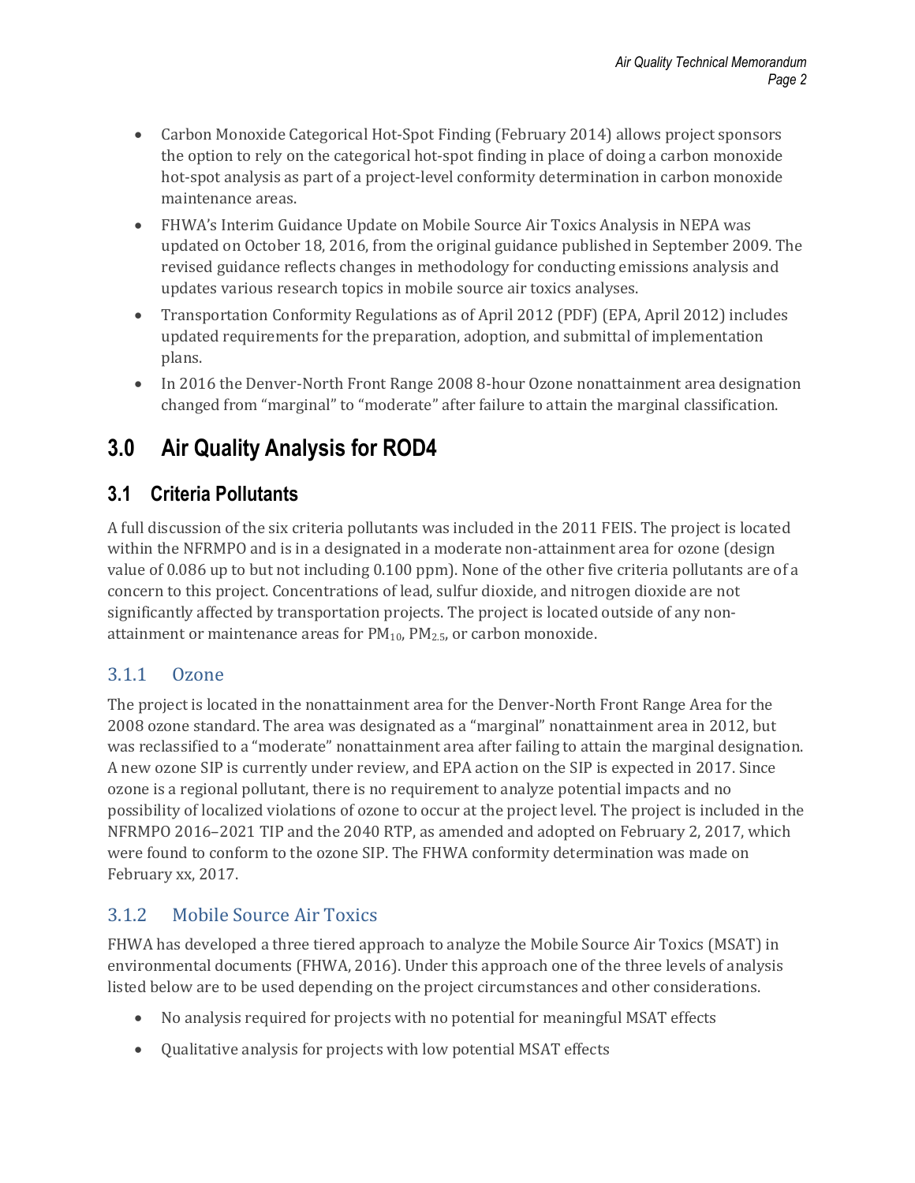- Carbon Monoxide Categorical Hot-Spot Finding (February 2014) allows project sponsors the option to rely on the categorical hot-spot finding in place of doing a carbon monoxide hot-spot analysis as part of a project-level conformity determination in carbon monoxide maintenance areas.
- FHWA's Interim Guidance Update on Mobile Source Air Toxics Analysis in NEPA was updated on October 18, 2016, from the original guidance published in September 2009. The revised guidance reflects changes in methodology for conducting emissions analysis and updates various research topics in mobile source air toxics analyses.
- Transportation Conformity Regulations as of April 2012 (PDF) (EPA, April 2012) includes updated requirements for the preparation, adoption, and submittal of implementation plans.
- In 2016 the Denver-North Front Range 2008 8-hour Ozone nonattainment area designation changed from "marginal" to "moderate" after failure to attain the marginal classification.

# 3.0 Air Quality Analysis for ROD4

## 3.1 Criteria Pollutants

A full discussion of the six criteria pollutants was included in the 2011 FEIS. The project is located within the NFRMPO and is in a designated in a moderate non-attainment area for ozone (design value of 0.086 up to but not including 0.100 ppm). None of the other five criteria pollutants are of a concern to this project. Concentrations of lead, sulfur dioxide, and nitrogen dioxide are not significantly affected by transportation projects. The project is located outside of any non-attainment or maintenance areas for $PM_{10}$, $PM_{2.5}$, or carbon monoxide.

### 3.1.1 Ozone

The project is located in the nonattainment area for the Denver-North Front Range Area for the 2008 ozone standard. The area was designated as a "marginal" nonattainment area in 2012, but was reclassified to a "moderate" nonattainment area after failing to attain the marginal designation. A new ozone SIP is currently under review, and EPA action on the SIP is expected in 2017. Since ozone is a regional pollutant, there is no requirement to analyze potential impacts and no possibility of localized violations of ozone to occur at the project level. The project is included in the NFRMPO 2016–2021 TIP and the 2040 RTP, as amended and adopted on February 2, 2017, which were found to conform to the ozone SIP. The FHWA conformity determination was made on February xx, 2017.

### 3.1.2 Mobile Source Air Toxics

FHWA has developed a three tiered approach to analyze the Mobile Source Air Toxics (MSAT) in environmental documents (FHWA, 2016). Under this approach one of the three levels of analysis listed below are to be used depending on the project circumstances and other considerations.

- No analysis required for projects with no potential for meaningful MSAT effects
- Qualitative analysis for projects with low potential MSAT effects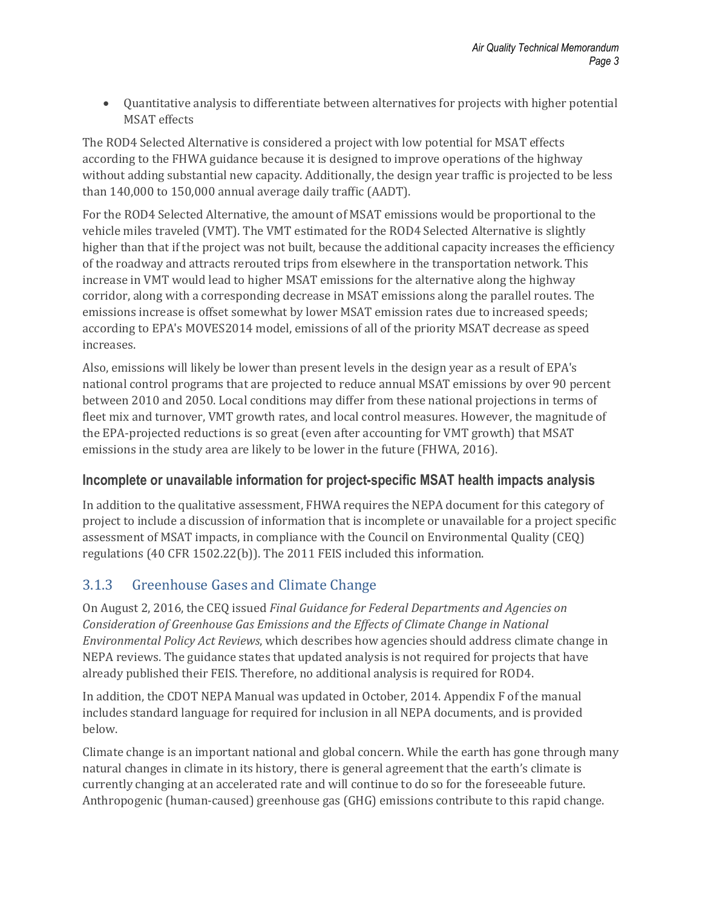- Quantitative analysis to differentiate between alternatives for projects with higher potential MSAT effects

The ROD4 Selected Alternative is considered a project with low potential for MSAT effects according to the FHWA guidance because it is designed to improve operations of the highway without adding substantial new capacity. Additionally, the design year traffic is projected to be less than 140,000 to 150,000 annual average daily traffic (AADT).

For the ROD4 Selected Alternative, the amount of MSAT emissions would be proportional to the vehicle miles traveled (VMT). The VMT estimated for the ROD4 Selected Alternative is slightly higher than that if the project was not built, because the additional capacity increases the efficiency of the roadway and attracts rerouted trips from elsewhere in the transportation network. This increase in VMT would lead to higher MSAT emissions for the alternative along the highway corridor, along with a corresponding decrease in MSAT emissions along the parallel routes. The emissions increase is offset somewhat by lower MSAT emission rates due to increased speeds; according to EPA's MOVES2014 model, emissions of all of the priority MSAT decrease as speed increases.

Also, emissions will likely be lower than present levels in the design year as a result of EPA's national control programs that are projected to reduce annual MSAT emissions by over 90 percent between 2010 and 2050. Local conditions may differ from these national projections in terms of fleet mix and turnover, VMT growth rates, and local control measures. However, the magnitude of the EPA-projected reductions is so great (even after accounting for VMT growth) that MSAT emissions in the study area are likely to be lower in the future (FHWA, 2016).

#### Incomplete or unavailable information for project-specific MSAT health impacts analysis

In addition to the qualitative assessment, FHWA requires the NEPA document for this category of project to include a discussion of information that is incomplete or unavailable for a project specific assessment of MSAT impacts, in compliance with the Council on Environmental Quality (CEQ) regulations (40 CFR 1502.22(b)). The 2011 FEIS included this information.

### 3.1.3 Greenhouse Gases and Climate Change

On August 2, 2016, the CEQ issued *Final Guidance for Federal Departments and Agencies on Consideration of Greenhouse Gas Emissions and the Effects of Climate Change in National Environmental Policy Act Reviews*, which describes how agencies should address climate change in NEPA reviews. The guidance states that updated analysis is not required for projects that have already published their FEIS. Therefore, no additional analysis is required for ROD4.

In addition, the CDOT NEPA Manual was updated in October, 2014. Appendix F of the manual includes standard language for required for inclusion in all NEPA documents, and is provided below.

Climate change is an important national and global concern. While the earth has gone through many natural changes in climate in its history, there is general agreement that the earth's climate is currently changing at an accelerated rate and will continue to do so for the foreseeable future. Anthropogenic (human-caused) greenhouse gas (GHG) emissions contribute to this rapid change.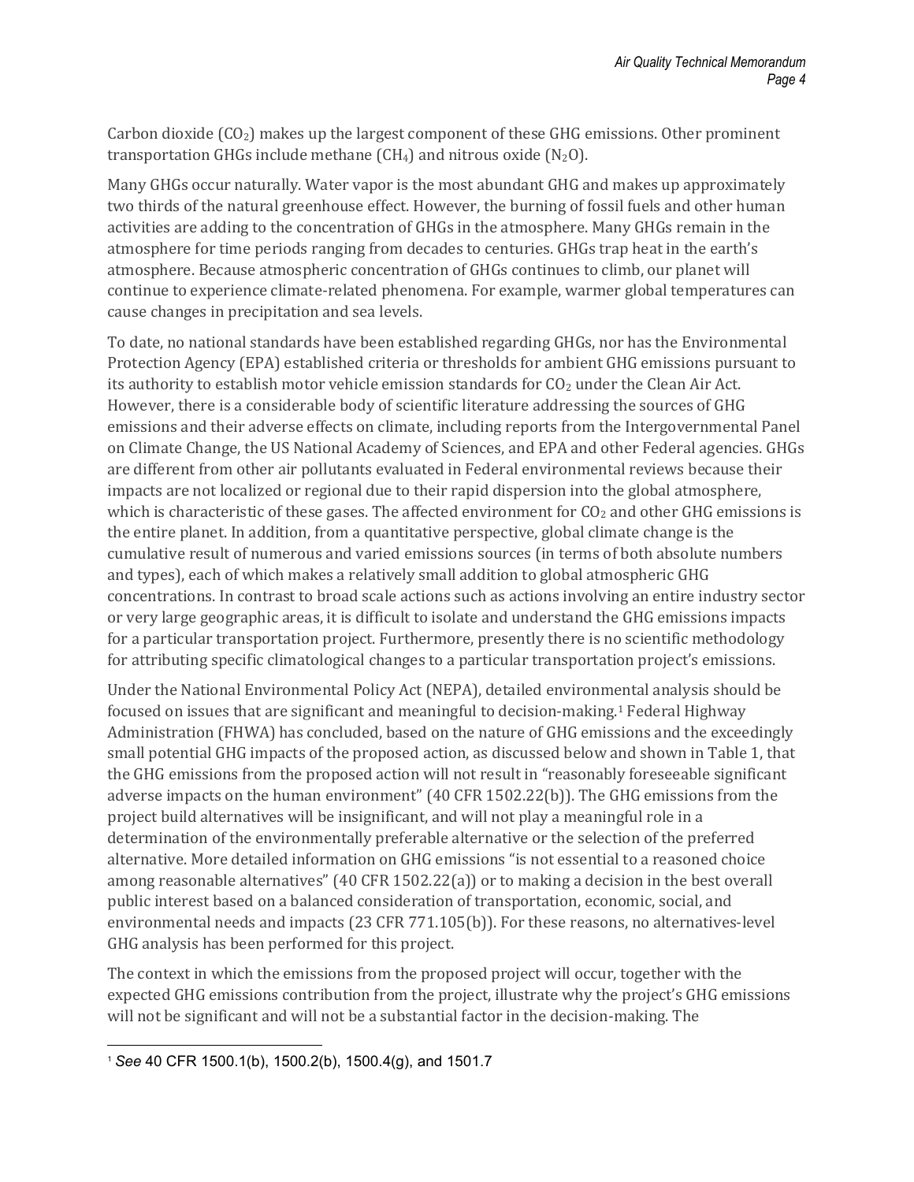Carbon dioxide ($CO_2$) makes up the largest component of these GHG emissions. Other prominent transportation GHGs include methane ($CH_4$) and nitrous oxide ($N_2O$).

Many GHGs occur naturally. Water vapor is the most abundant GHG and makes up approximately two thirds of the natural greenhouse effect. However, the burning of fossil fuels and other human activities are adding to the concentration of GHGs in the atmosphere. Many GHGs remain in the atmosphere for time periods ranging from decades to centuries. GHGs trap heat in the earth's atmosphere. Because atmospheric concentration of GHGs continues to climb, our planet will continue to experience climate-related phenomena. For example, warmer global temperatures can cause changes in precipitation and sea levels.

To date, no national standards have been established regarding GHGs, nor has the Environmental Protection Agency (EPA) established criteria or thresholds for ambient GHG emissions pursuant to its authority to establish motor vehicle emission standards for $CO_2$ under the Clean Air Act. However, there is a considerable body of scientific literature addressing the sources of GHG emissions and their adverse effects on climate, including reports from the Intergovernmental Panel on Climate Change, the US National Academy of Sciences, and EPA and other Federal agencies. GHGs are different from other air pollutants evaluated in Federal environmental reviews because their impacts are not localized or regional due to their rapid dispersion into the global atmosphere, which is characteristic of these gases. The affected environment for $CO_2$ and other GHG emissions is the entire planet. In addition, from a quantitative perspective, global climate change is the cumulative result of numerous and varied emissions sources (in terms of both absolute numbers and types), each of which makes a relatively small addition to global atmospheric GHG concentrations. In contrast to broad scale actions such as actions involving an entire industry sector or very large geographic areas, it is difficult to isolate and understand the GHG emissions impacts for a particular transportation project. Furthermore, presently there is no scientific methodology for attributing specific climatological changes to a particular transportation project's emissions.

Under the National Environmental Policy Act (NEPA), detailed environmental analysis should be focused on issues that are significant and meaningful to decision-making.[1] Federal Highway Administration (FHWA) has concluded, based on the nature of GHG emissions and the exceedingly small potential GHG impacts of the proposed action, as discussed below and shown in Table 1, that the GHG emissions from the proposed action will not result in "reasonably foreseeable significant adverse impacts on the human environment" (40 CFR 1502.22(b)). The GHG emissions from the project build alternatives will be insignificant, and will not play a meaningful role in a determination of the environmentally preferable alternative or the selection of the preferred alternative. More detailed information on GHG emissions "is not essential to a reasoned choice among reasonable alternatives" (40 CFR 1502.22(a)) or to making a decision in the best overall public interest based on a balanced consideration of transportation, economic, social, and environmental needs and impacts (23 CFR 771.105(b)). For these reasons, no alternatives-level GHG analysis has been performed for this project.

The context in which the emissions from the proposed project will occur, together with the expected GHG emissions contribution from the project, illustrate why the project's GHG emissions will not be significant and will not be a substantial factor in the decision-making. The

[1] *See* 40 CFR 1500.1(b), 1500.2(b), 1500.4(g), and 1501.7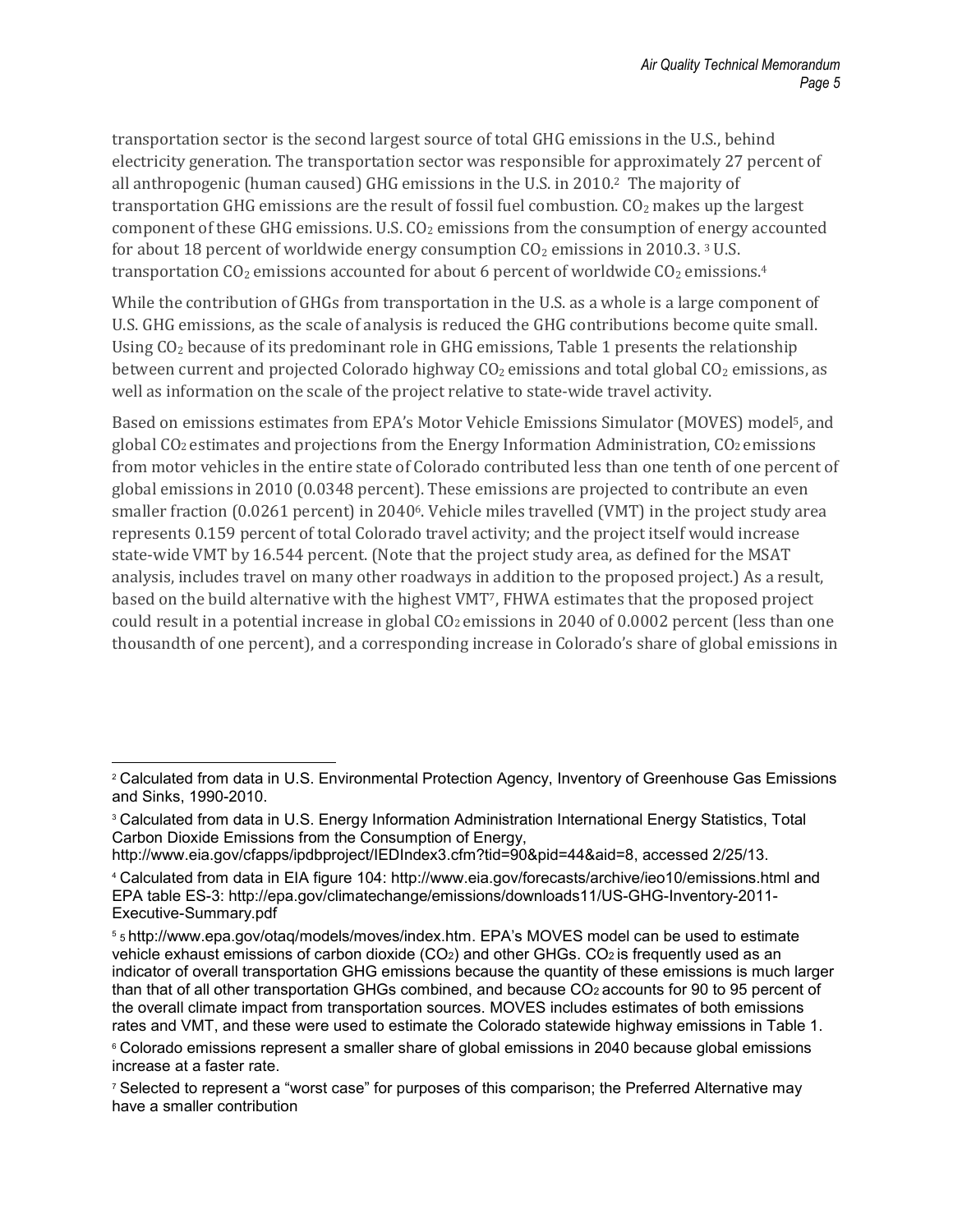transportation sector is the second largest source of total GHG emissions in the U.S., behind electricity generation. The transportation sector was responsible for approximately 27 percent of all anthropogenic (human caused) GHG emissions in the U.S. in 2010.[2] The majority of transportation GHG emissions are the result of fossil fuel combustion. $CO_2$ makes up the largest component of these GHG emissions. U.S. $CO_2$ emissions from the consumption of energy accounted for about 18 percent of worldwide energy consumption $CO_2$ emissions in 2010.3. [3] U.S. transportation $CO_2$ emissions accounted for about 6 percent of worldwide $CO_2$ emissions.[4]

While the contribution of GHGs from transportation in the U.S. as a whole is a large component of U.S. GHG emissions, as the scale of analysis is reduced the GHG contributions become quite small. Using $CO_2$ because of its predominant role in GHG emissions, Table 1 presents the relationship between current and projected Colorado highway $CO_2$ emissions and total global $CO_2$ emissions, as well as information on the scale of the project relative to state-wide travel activity.

Based on emissions estimates from EPA's Motor Vehicle Emissions Simulator (MOVES) model[5], and global $CO_2$ estimates and projections from the Energy Information Administration, $CO_2$ emissions from motor vehicles in the entire state of Colorado contributed less than one tenth of one percent of global emissions in 2010 (0.0348 percent). These emissions are projected to contribute an even smaller fraction (0.0261 percent) in 2040[6]. Vehicle miles travelled (VMT) in the project study area represents 0.159 percent of total Colorado travel activity; and the project itself would increase state-wide VMT by 16.544 percent. (Note that the project study area, as defined for the MSAT analysis, includes travel on many other roadways in addition to the proposed project.) As a result, based on the build alternative with the highest VMT[7], FHWA estimates that the proposed project could result in a potential increase in global $CO_2$ emissions in 2040 of 0.0002 percent (less than one thousandth of one percent), and a corresponding increase in Colorado's share of global emissions in

---

[2] Calculated from data in U.S. Environmental Protection Agency, Inventory of Greenhouse Gas Emissions and Sinks, 1990-2010.

[3] Calculated from data in U.S. Energy Information Administration International Energy Statistics, Total Carbon Dioxide Emissions from the Consumption of Energy, http://www.eia.gov/cfapps/ipdbproject/IEDIndex3.cfm?tid=90&pid=44&aid=8, accessed 2/25/13.

[4] Calculated from data in EIA figure 104: http://www.eia.gov/forecasts/archive/ieo10/emissions.html and EPA table ES-3: http://epa.gov/climatechange/emissions/downloads11/US-GHG-Inventory-2011-Executive-Summary.pdf

[5] 5 http://www.epa.gov/otaq/models/moves/index.htm. EPA's MOVES model can be used to estimate vehicle exhaust emissions of carbon dioxide ($CO_2$) and other GHGs. $CO_2$ is frequently used as an indicator of overall transportation GHG emissions because the quantity of these emissions is much larger than that of all other transportation GHGs combined, and because $CO_2$ accounts for 90 to 95 percent of the overall climate impact from transportation sources. MOVES includes estimates of both emissions rates and VMT, and these were used to estimate the Colorado statewide highway emissions in Table 1.

[6] Colorado emissions represent a smaller share of global emissions in 2040 because global emissions increase at a faster rate.

[7] Selected to represent a "worst case" for purposes of this comparison; the Preferred Alternative may have a smaller contribution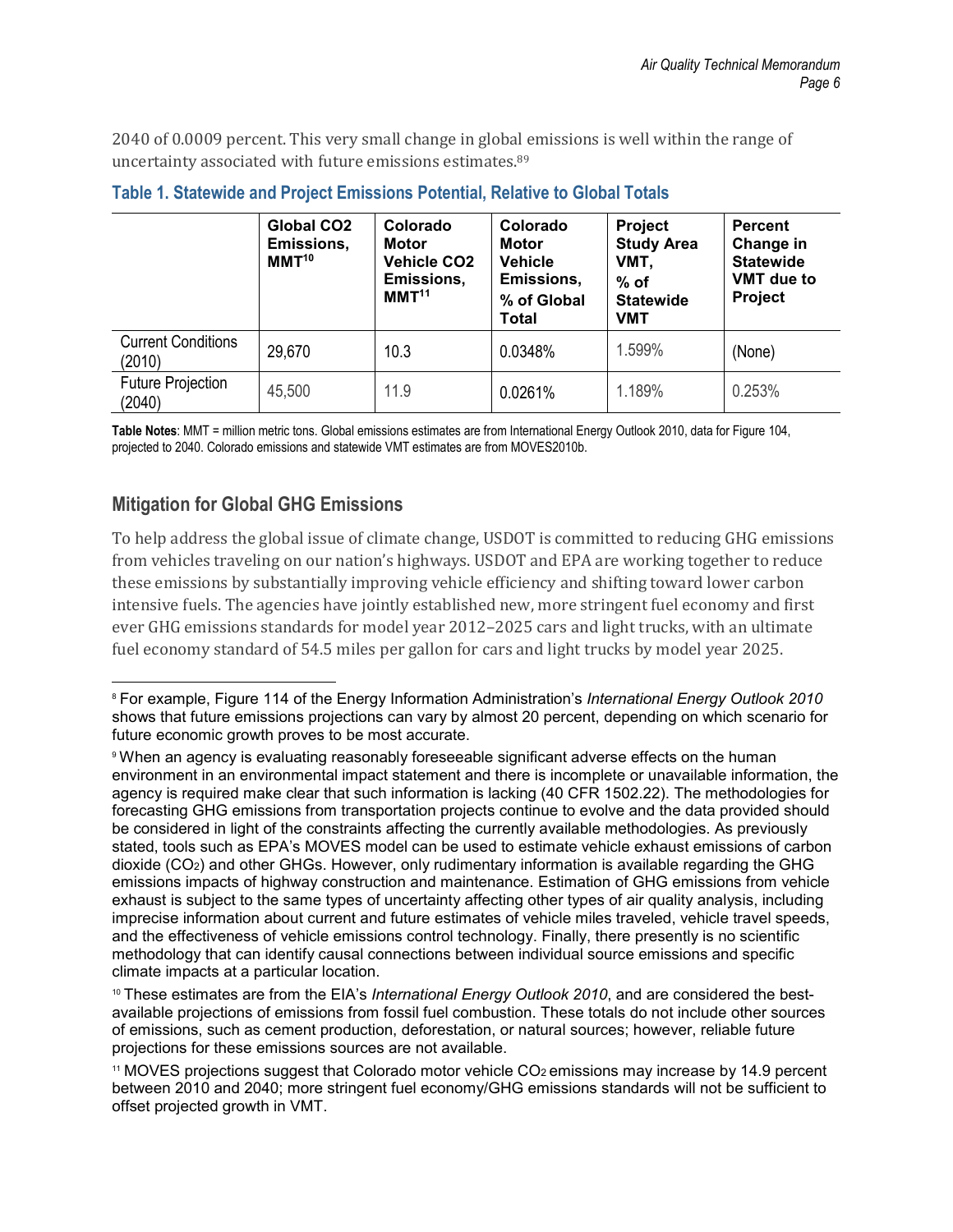2040 of 0.0009 percent. This very small change in global emissions is well within the range of uncertainty associated with future emissions estimates.[8,9]

### Table 1. Statewide and Project Emissions Potential, Relative to Global Totals

| | Global CO2 Emissions, MMT[10] | Colorado Motor Vehicle CO2 Emissions, MMT[11] | Colorado Motor Vehicle Emissions, % of Global Total | Project Study Area VMT, % of Statewide VMT | Percent Change in Statewide VMT due to Project |
|---|---|---|---|---|---|
| Current Conditions (2010) | 29,670 | 10.3 | 0.0348% | 1.599% | (None) |
| Future Projection (2040) | 45,500 | 11.9 | 0.0261% | 1.189% | 0.253% |

**Table Notes**: MMT = million metric tons. Global emissions estimates are from International Energy Outlook 2010, data for Figure 104, projected to 2040. Colorado emissions and statewide VMT estimates are from MOVES2010b.

## Mitigation for Global GHG Emissions

To help address the global issue of climate change, USDOT is committed to reducing GHG emissions from vehicles traveling on our nation's highways. USDOT and EPA are working together to reduce these emissions by substantially improving vehicle efficiency and shifting toward lower carbon intensive fuels. The agencies have jointly established new, more stringent fuel economy and first ever GHG emissions standards for model year 2012–2025 cars and light trucks, with an ultimate fuel economy standard of 54.5 miles per gallon for cars and light trucks by model year 2025.

---

[8] For example, Figure 114 of the Energy Information Administration's *International Energy Outlook 2010* shows that future emissions projections can vary by almost 20 percent, depending on which scenario for future economic growth proves to be most accurate.

[9] When an agency is evaluating reasonably foreseeable significant adverse effects on the human environment in an environmental impact statement and there is incomplete or unavailable information, the agency is required make clear that such information is lacking (40 CFR 1502.22). The methodologies for forecasting GHG emissions from transportation projects continue to evolve and the data provided should be considered in light of the constraints affecting the currently available methodologies. As previously stated, tools such as EPA's MOVES model can be used to estimate vehicle exhaust emissions of carbon dioxide ($CO_2$) and other GHGs. However, only rudimentary information is available regarding the GHG emissions impacts of highway construction and maintenance. Estimation of GHG emissions from vehicle exhaust is subject to the same types of uncertainty affecting other types of air quality analysis, including imprecise information about current and future estimates of vehicle miles traveled, vehicle travel speeds, and the effectiveness of vehicle emissions control technology. Finally, there presently is no scientific methodology that can identify causal connections between individual source emissions and specific climate impacts at a particular location.

[10] These estimates are from the EIA's *International Energy Outlook 2010*, and are considered the best-available projections of emissions from fossil fuel combustion. These totals do not include other sources of emissions, such as cement production, deforestation, or natural sources; however, reliable future projections for these emissions sources are not available.

[11] MOVES projections suggest that Colorado motor vehicle $CO_2$ emissions may increase by 14.9 percent between 2010 and 2040; more stringent fuel economy/GHG emissions standards will not be sufficient to offset projected growth in VMT.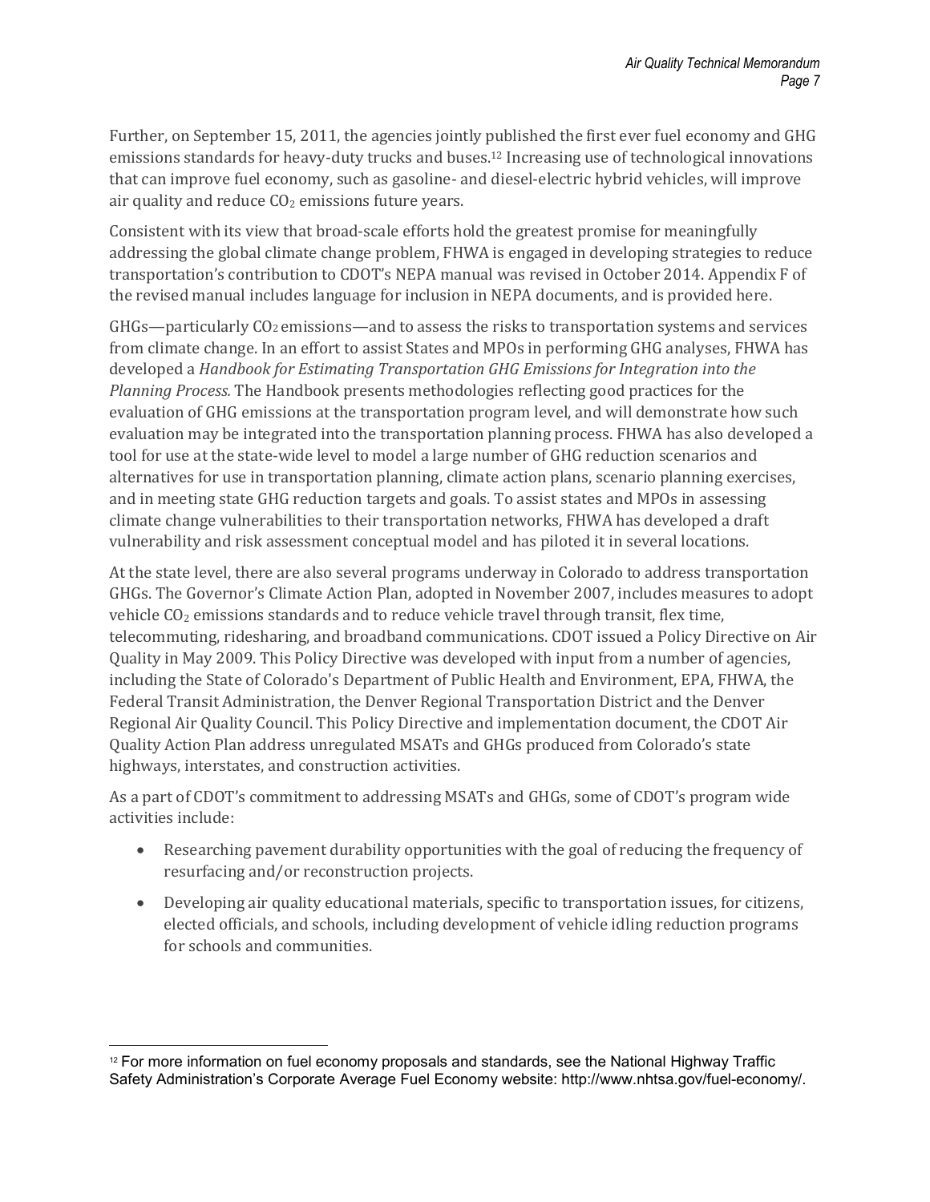Further, on September 15, 2011, the agencies jointly published the first ever fuel economy and GHG emissions standards for heavy-duty trucks and buses.[12] Increasing use of technological innovations that can improve fuel economy, such as gasoline- and diesel-electric hybrid vehicles, will improve air quality and reduce $CO_2$ emissions future years.

Consistent with its view that broad-scale efforts hold the greatest promise for meaningfully addressing the global climate change problem, FHWA is engaged in developing strategies to reduce transportation's contribution to CDOT's NEPA manual was revised in October 2014. Appendix F of the revised manual includes language for inclusion in NEPA documents, and is provided here.

GHGs—particularly $CO_2$ emissions—and to assess the risks to transportation systems and services from climate change. In an effort to assist States and MPOs in performing GHG analyses, FHWA has developed a *Handbook for Estimating Transportation GHG Emissions for Integration into the Planning Process.* The Handbook presents methodologies reflecting good practices for the evaluation of GHG emissions at the transportation program level, and will demonstrate how such evaluation may be integrated into the transportation planning process. FHWA has also developed a tool for use at the state-wide level to model a large number of GHG reduction scenarios and alternatives for use in transportation planning, climate action plans, scenario planning exercises, and in meeting state GHG reduction targets and goals. To assist states and MPOs in assessing climate change vulnerabilities to their transportation networks, FHWA has developed a draft vulnerability and risk assessment conceptual model and has piloted it in several locations.

At the state level, there are also several programs underway in Colorado to address transportation GHGs. The Governor's Climate Action Plan, adopted in November 2007, includes measures to adopt vehicle $CO_2$ emissions standards and to reduce vehicle travel through transit, flex time, telecommuting, ridesharing, and broadband communications. CDOT issued a Policy Directive on Air Quality in May 2009. This Policy Directive was developed with input from a number of agencies, including the State of Colorado's Department of Public Health and Environment, EPA, FHWA, the Federal Transit Administration, the Denver Regional Transportation District and the Denver Regional Air Quality Council. This Policy Directive and implementation document, the CDOT Air Quality Action Plan address unregulated MSATs and GHGs produced from Colorado's state highways, interstates, and construction activities.

As a part of CDOT's commitment to addressing MSATs and GHGs, some of CDOT's program wide activities include:

- Researching pavement durability opportunities with the goal of reducing the frequency of resurfacing and/or reconstruction projects.
- Developing air quality educational materials, specific to transportation issues, for citizens, elected officials, and schools, including development of vehicle idling reduction programs for schools and communities.

---

[12] For more information on fuel economy proposals and standards, see the National Highway Traffic Safety Administration's Corporate Average Fuel Economy website: http://www.nhtsa.gov/fuel-economy/.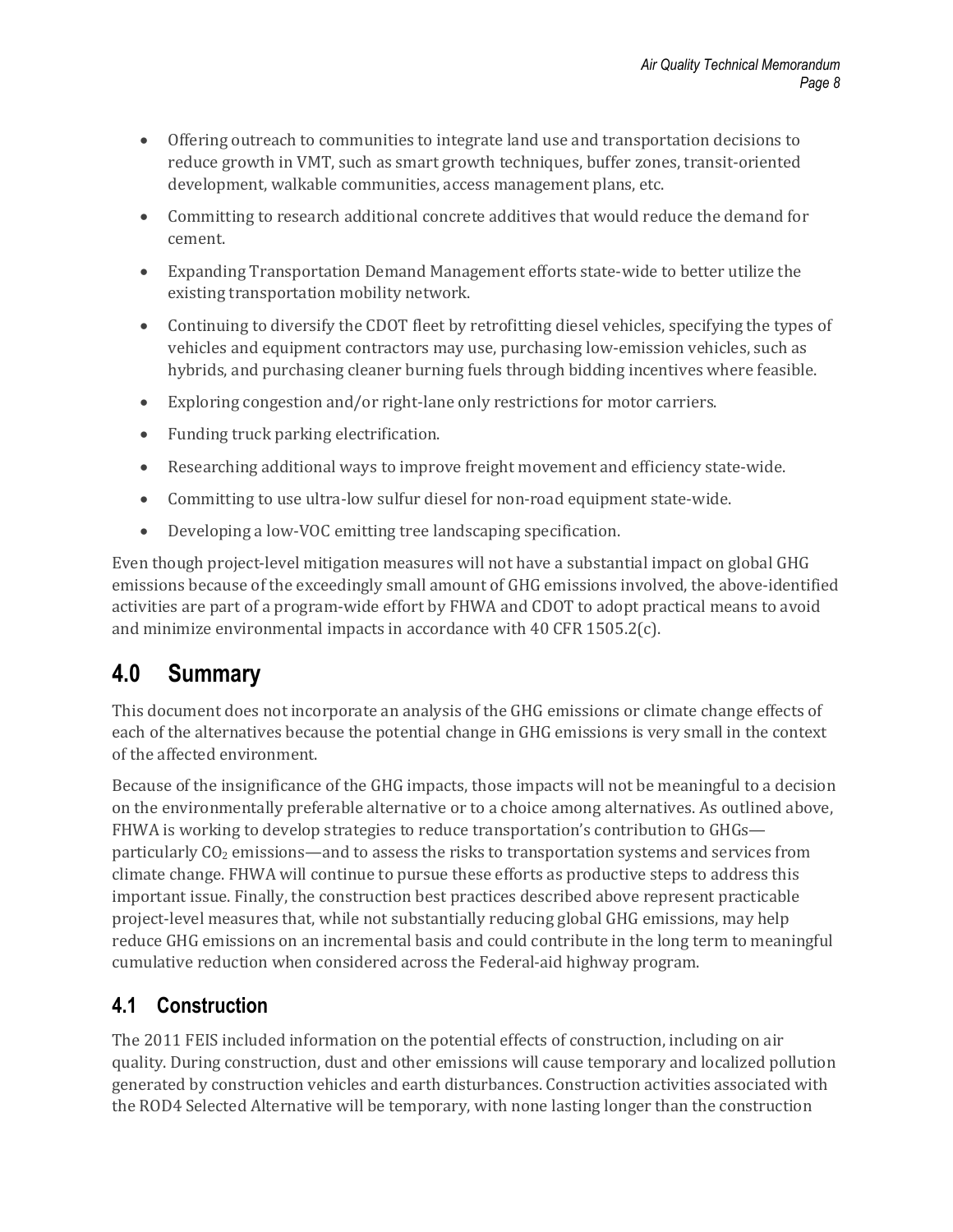- Offering outreach to communities to integrate land use and transportation decisions to reduce growth in VMT, such as smart growth techniques, buffer zones, transit-oriented development, walkable communities, access management plans, etc.
- Committing to research additional concrete additives that would reduce the demand for cement.
- Expanding Transportation Demand Management efforts state-wide to better utilize the existing transportation mobility network.
- Continuing to diversify the CDOT fleet by retrofitting diesel vehicles, specifying the types of vehicles and equipment contractors may use, purchasing low-emission vehicles, such as hybrids, and purchasing cleaner burning fuels through bidding incentives where feasible.
- Exploring congestion and/or right-lane only restrictions for motor carriers.
- Funding truck parking electrification.
- Researching additional ways to improve freight movement and efficiency state-wide.
- Committing to use ultra-low sulfur diesel for non-road equipment state-wide.
- Developing a low-VOC emitting tree landscaping specification.

Even though project-level mitigation measures will not have a substantial impact on global GHG emissions because of the exceedingly small amount of GHG emissions involved, the above-identified activities are part of a program-wide effort by FHWA and CDOT to adopt practical means to avoid and minimize environmental impacts in accordance with 40 CFR 1505.2(c).

# 4.0 Summary

This document does not incorporate an analysis of the GHG emissions or climate change effects of each of the alternatives because the potential change in GHG emissions is very small in the context of the affected environment.

Because of the insignificance of the GHG impacts, those impacts will not be meaningful to a decision on the environmentally preferable alternative or to a choice among alternatives. As outlined above, FHWA is working to develop strategies to reduce transportation's contribution to GHGs—particularly $CO_2$ emissions—and to assess the risks to transportation systems and services from climate change. FHWA will continue to pursue these efforts as productive steps to address this important issue. Finally, the construction best practices described above represent practicable project-level measures that, while not substantially reducing global GHG emissions, may help reduce GHG emissions on an incremental basis and could contribute in the long term to meaningful cumulative reduction when considered across the Federal-aid highway program.

## 4.1 Construction

The 2011 FEIS included information on the potential effects of construction, including on air quality. During construction, dust and other emissions will cause temporary and localized pollution generated by construction vehicles and earth disturbances. Construction activities associated with the ROD4 Selected Alternative will be temporary, with none lasting longer than the construction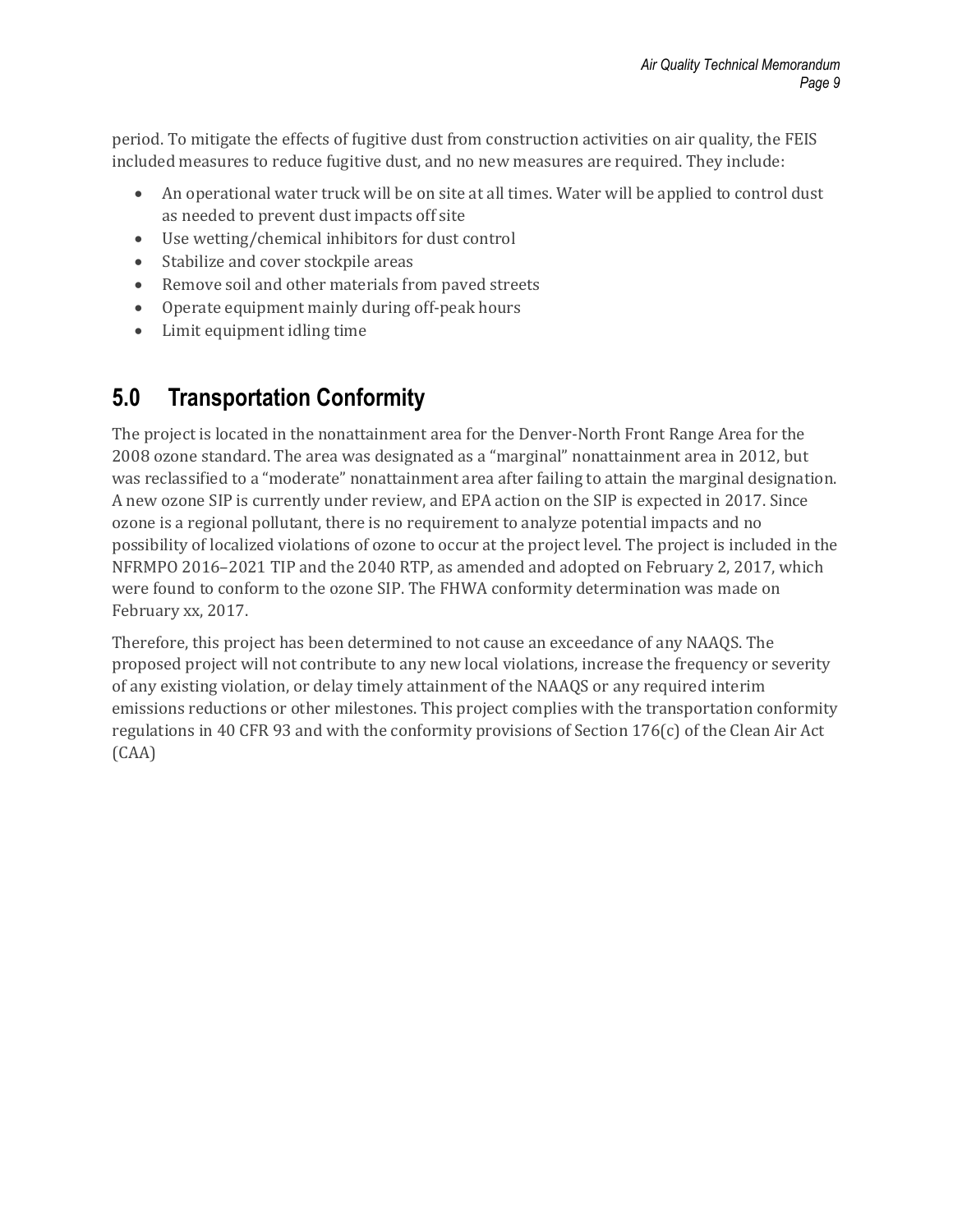period. To mitigate the effects of fugitive dust from construction activities on air quality, the FEIS included measures to reduce fugitive dust, and no new measures are required. They include:

- An operational water truck will be on site at all times. Water will be applied to control dust as needed to prevent dust impacts off site
- Use wetting/chemical inhibitors for dust control
- Stabilize and cover stockpile areas
- Remove soil and other materials from paved streets
- Operate equipment mainly during off-peak hours
- Limit equipment idling time

## 5.0 Transportation Conformity

The project is located in the nonattainment area for the Denver-North Front Range Area for the 2008 ozone standard. The area was designated as a "marginal" nonattainment area in 2012, but was reclassified to a "moderate" nonattainment area after failing to attain the marginal designation. A new ozone SIP is currently under review, and EPA action on the SIP is expected in 2017. Since ozone is a regional pollutant, there is no requirement to analyze potential impacts and no possibility of localized violations of ozone to occur at the project level. The project is included in the NFRMPO 2016–2021 TIP and the 2040 RTP, as amended and adopted on February 2, 2017, which were found to conform to the ozone SIP. The FHWA conformity determination was made on February xx, 2017.

Therefore, this project has been determined to not cause an exceedance of any NAAQS. The proposed project will not contribute to any new local violations, increase the frequency or severity of any existing violation, or delay timely attainment of the NAAQS or any required interim emissions reductions or other milestones. This project complies with the transportation conformity regulations in 40 CFR 93 and with the conformity provisions of Section 176(c) of the Clean Air Act (CAA)